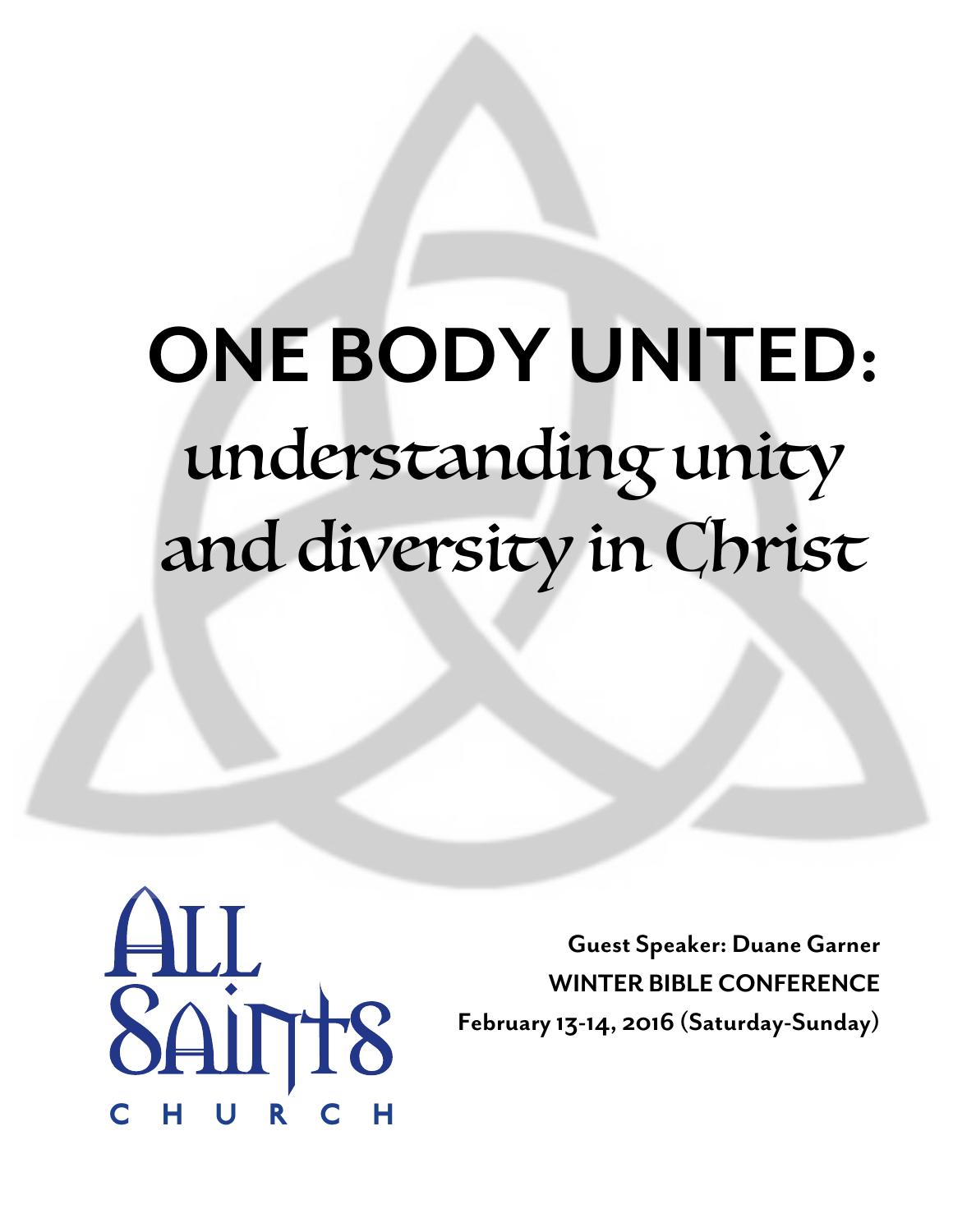# ONE BODY UNITED:

## understanding unity and diversity in Christ

ALL SAINTS CHURCH

**Guest Speaker: Duane Garner**

**WINTER BIBLE CONFERENCE**

**February 13-14, 2016 (Saturday-Sunday)**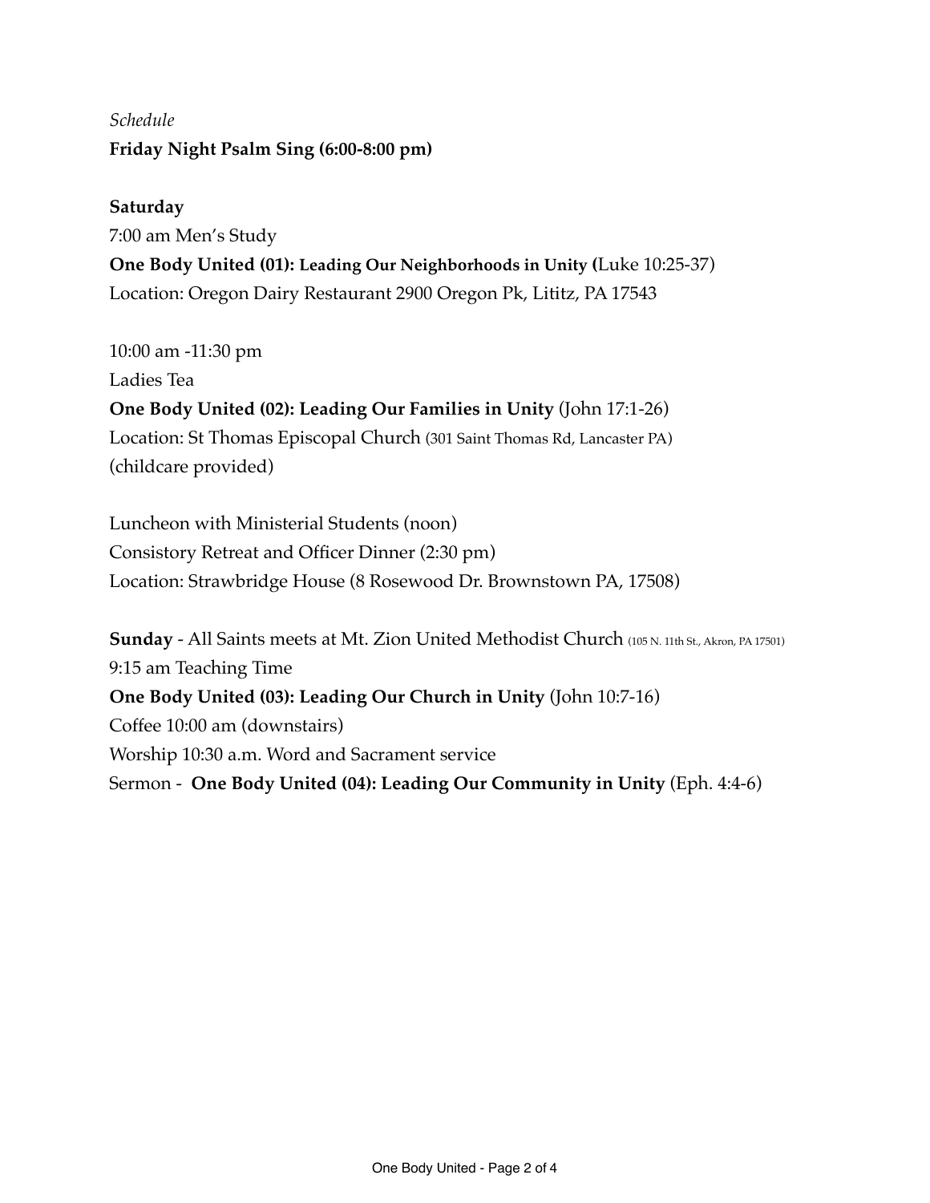*Schedule*

**Friday Night Psalm Sing (6:00-8:00 pm)**

**Saturday**

7:00 am Men's Study

**One Body United (01): Leading Our Neighborhoods in Unity (**Luke 10:25-37)

Location: Oregon Dairy Restaurant 2900 Oregon Pk, Lititz, PA 17543

10:00 am -11:30 pm

Ladies Tea

**One Body United (02): Leading Our Families in Unity** (John 17:1-26)

Location: St Thomas Episcopal Church (301 Saint Thomas Rd, Lancaster PA)

(childcare provided)

Luncheon with Ministerial Students (noon)

Consistory Retreat and Officer Dinner (2:30 pm)

Location: Strawbridge House (8 Rosewood Dr. Brownstown PA, 17508)

**Sunday** - All Saints meets at Mt. Zion United Methodist Church (105 N. 11th St., Akron, PA 17501)

9:15 am Teaching Time

**One Body United (03): Leading Our Church in Unity** (John 10:7-16)

Coffee 10:00 am (downstairs)

Worship 10:30 a.m. Word and Sacrament service

Sermon - **One Body United (04): Leading Our Community in Unity** (Eph. 4:4-6)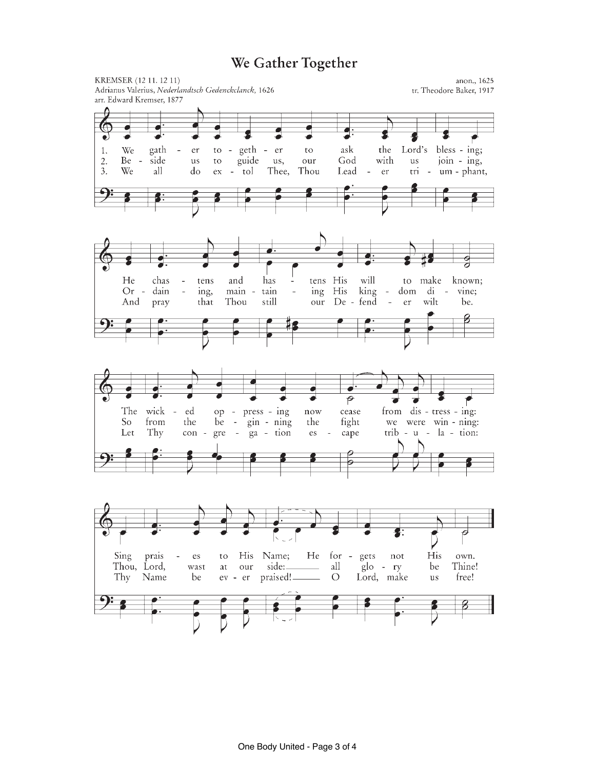# We Gather Together

KREMSER (12 11. 12 11)
Adrianus Valerius, *Nederlandtsch Gedenckclanck*, 1626
arr. Edward Kremser, 1877

anon., 1625
tr. Theodore Baker, 1917

1. We gather together to ask the Lord's blessing;
He chastens and hastens His will to make known;
The wicked oppressing now cease from distressing:
Sing praises to His Name; He forgets not His own.

2. Beside us to guide us, our God with us joining,
Ordaining, maintaining His kingdom divine;
So from the beginning the fight we were winning:
Thou, Lord, wast at our side: all glory be Thine!

3. We all do extol Thee, Thou Leader triumphant,
And pray that Thou still our Defender wilt be.
Let Thy congregation escape tribulation:
Thy Name be ever praised! O Lord, make us free!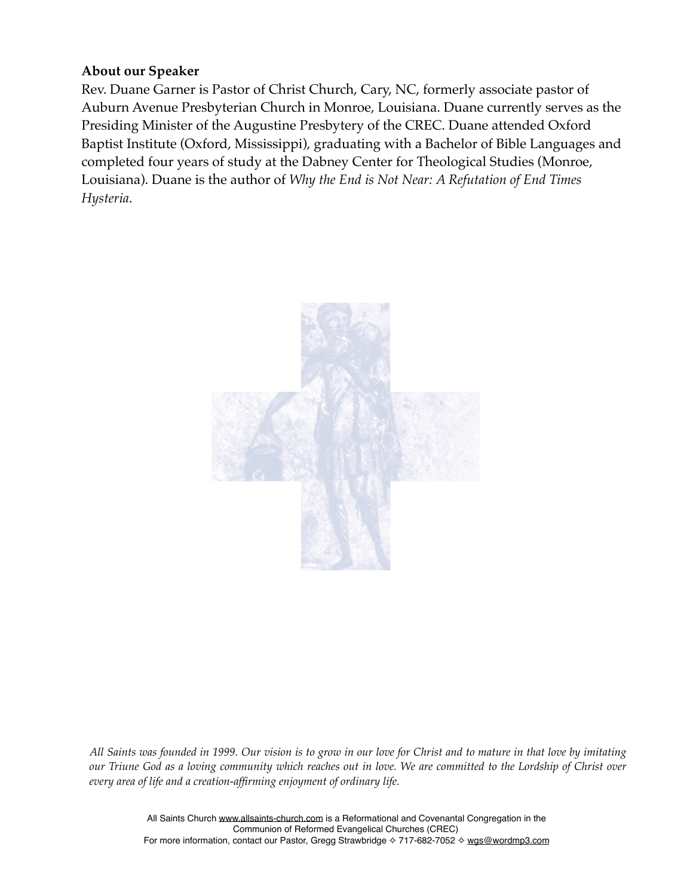**About our Speaker**

Rev. Duane Garner is Pastor of Christ Church, Cary, NC, formerly associate pastor of Auburn Avenue Presbyterian Church in Monroe, Louisiana. Duane currently serves as the Presiding Minister of the Augustine Presbytery of the CREC. Duane attended Oxford Baptist Institute (Oxford, Mississippi), graduating with a Bachelor of Bible Languages and completed four years of study at the Dabney Center for Theological Studies (Monroe, Louisiana). Duane is the author of *Why the End is Not Near: A Refutation of End Times Hysteria*.

*All Saints was founded in 1999. Our vision is to grow in our love for Christ and to mature in that love by imitating our Triune God as a loving community which reaches out in love. We are committed to the Lordship of Christ over every area of life and a creation-affirming enjoyment of ordinary life.*

All Saints Church www.allsaints-church.com is a Reformational and Covenantal Congregation in the Communion of Reformed Evangelical Churches (CREC)
For more information, contact our Pastor, Gregg Strawbridge ✧ 717-682-7052 ✧ wgs@wordmp3.com